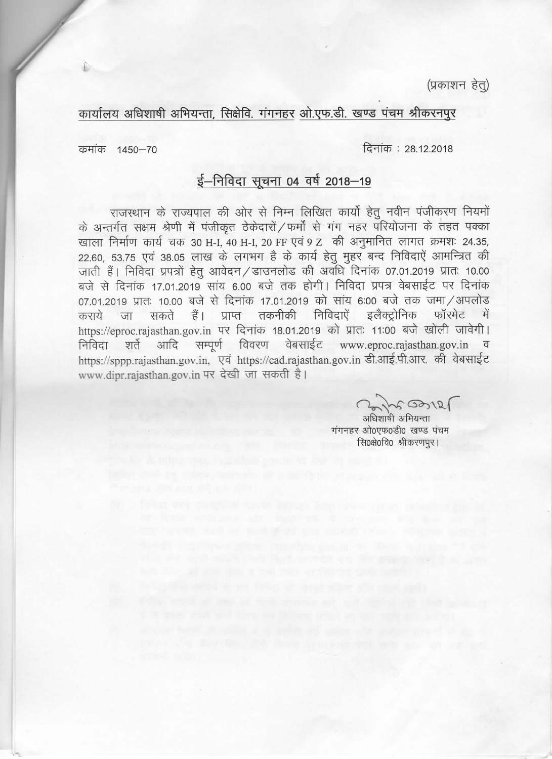(प्रकाशन हेतु)

कार्यालय अधिशाषी अभियन्ता, सिक्षेवि. गंगनहर ओ.एफ.डी. खण्ड पंचम श्रीकरनपुर

कमांक 1450–70 दिनांक : 28.12.2018

## ई–निविदा सूचना 04 वर्ष 2018–19

राजस्थान के राज्यपाल की ओर से निम्न लिखित कार्यो हेतु नवीन पंजीकरण नियमों के अन्तर्गत सक्षम श्रेणी में पंजीकृत ठेकेदारों/फर्मों से गंग नहर परियोजना के तहत पक्का खाला निर्माण कार्य चक 30 H-I, 40 H-I, 20 FF एवं 9 Z की अनुमानित लागत क्रमशः 24.35, 22.60, 53.75 एवं 38.05 लाख के लगभग है के कार्य हेतु मुहर बन्द निविदाऐं आमन्त्रित की जाती हैं। निविदा प्रपत्रों हेतु आवेदन/डाउनलोड की अवधि दिनांक 07.01.2019 प्रातः 10.00 बजे से दिनांक 17.01.2019 सांय 6.00 बजे तक होगी। निविदा प्रपत्र वेबसाईट पर दिनांक 07.01.2019 प्रातः 10.00 बजे से दिनांक 17.01.2019 को सांय 6:00 बजे तक जमा/अपलोड कराये जा सकते हैं। प्राप्त तकनीकी निविदाऐं इलैक्ट्रोनिक फॉरमेट में https://eproc.rajasthan.gov.in पर दिनांक 18.01.2019 को प्रातः 11:00 बजे खोली जावेगी। निविदा शर्ते आदि सम्पूर्ण विवरण वेबसाईट www.eproc.rajasthan.gov.in व https://sppp.rajasthan.gov.in, एवं https://cad.rajasthan.gov.in डी.आई.पी.आर. की वेबसाईट www.dipr.rajasthan.gov.in पर देखी जा सकती है।

अधिशाषी अभियन्ता
गंगनहर ओ0एफ0डी0 खण्ड पंचम
सि0क्षे0वि0 श्रीकरणपुर।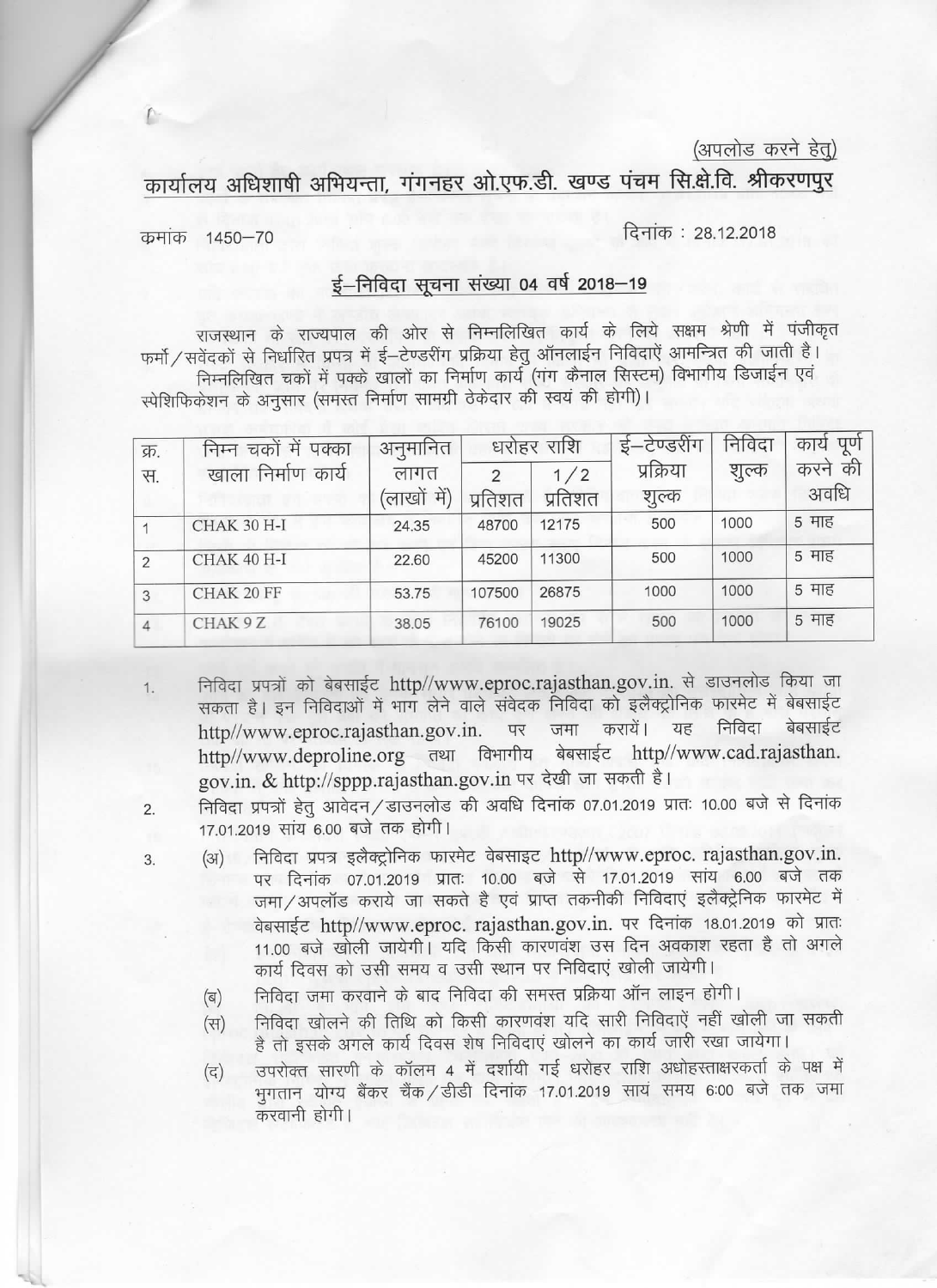(अपलोड करने हेतु)

## कार्यालय अधिशाषी अभियन्ता, गंगनहर ओ.एफ.डी. खण्ड पंचम सि.क्षे.वि. श्रीकरणपुर

कमांक 1450–70

दिनांक : 28.12.2018

### ई–निविदा सूचना संख्या 04 वर्ष 2018–19

राजस्थान के राज्यपाल की ओर से निम्नलिखित कार्य के लिये सक्षम श्रेणी में पंजीकृत फर्मो/सवेंदकों से निर्धारित प्रपत्र में ई–टेण्डरींग प्रक्रिया हेतु ऑनलाईन निविदाऐं आमन्त्रित की जाती है।

निम्नलिखित चकों में पक्के खालों का निर्माण कार्य (गंग कैनाल सिस्टम) विभागीय डिजाईन एवं स्पेशिफिकेशन के अनुसार (समस्त निर्माण सामग्री ठेकेदार की स्वयं की होगी)।

| क्र. स. | निम्न चकों में पक्का खाला निर्माण कार्य | अनुमानित लागत (लाखों में) | धरोहर राशि | | ई–टेण्डरींग प्रक्रिया शुल्क | निविदा शुल्क | कार्य पूर्ण करने की अवधि |
|---|---|---|---|---|---|---|---|
| | | | 2 प्रतिशत | 1/2 प्रतिशत | | | |
| 1 | CHAK 30 H-I | 24.35 | 48700 | 12175 | 500 | 1000 | 5 माह |
| 2 | CHAK 40 H-I | 22.60 | 45200 | 11300 | 500 | 1000 | 5 माह |
| 3 | CHAK 20 FF | 53.75 | 107500 | 26875 | 1000 | 1000 | 5 माह |
| 4 | CHAK 9 Z | 38.05 | 76100 | 19025 | 500 | 1000 | 5 माह |

1. निविदा प्रपत्रों को बेबसाईट http//www.eproc.rajasthan.gov.in. से डाउनलोड किया जा सकता है। इन निविदाओं में भाग लेने वाले संवेदक निविदा को इलैक्ट्रोनिक फारमेट में बेबसाईट http//www.eproc.rajasthan.gov.in. पर जमा करायें। यह निविदा बेबसाईट http//www.deproline.org तथा विभागीय बेबसाईट http//www.cad.rajasthan.gov.in. & http://sppp.rajasthan.gov.in पर देखी जा सकती है।
2. निविदा प्रपत्रों हेतु आवेदन/डाउनलोड की अवधि दिनांक 07.01.2019 प्रातः 10.00 बजे से दिनांक 17.01.2019 सांय 6.00 बजे तक होगी।
3. (अ) निविदा प्रपत्र इलैक्ट्रोनिक फारमेट वेबसाइट http//www.eproc. rajasthan.gov.in. पर दिनांक 07.01.2019 प्रातः 10.00 बजे से 17.01.2019 सांय 6.00 बजे तक जमा/अपलॉड कराये जा सकते है एवं प्राप्त तकनीकी निविदाएं इलैक्ट्रेनिक फारमेट में वेबसाईट http//www.eproc. rajasthan.gov.in. पर दिनांक 18.01.2019 को प्रातः 11.00 बजे खोली जायेगी। यदि किसी कारणवंश उस दिन अवकाश रहता है तो अगले कार्य दिवस को उसी समय व उसी स्थान पर निविदाएं खोली जायेगी।

   (ब) निविदा जमा करवाने के बाद निविदा की समस्त प्रक्रिया ऑन लाइन होगी।

   (स) निविदा खोलने की तिथि को किसी कारणवंश यदि सारी निविदाऐं नहीं खोली जा सकती है तो इसके अगले कार्य दिवस शेष निविदाएं खोलने का कार्य जारी रखा जायेगा।

   (द) उपरोक्त सारणी के कॉलम 4 में दर्शायी गई धरोहर राशि अधोहस्ताक्षरकर्ता के पक्ष में भुगतान योग्य बैंकर चैंक/डीडी दिनांक 17.01.2019 सायं समय 6:00 बजे तक जमा करवानी होगी।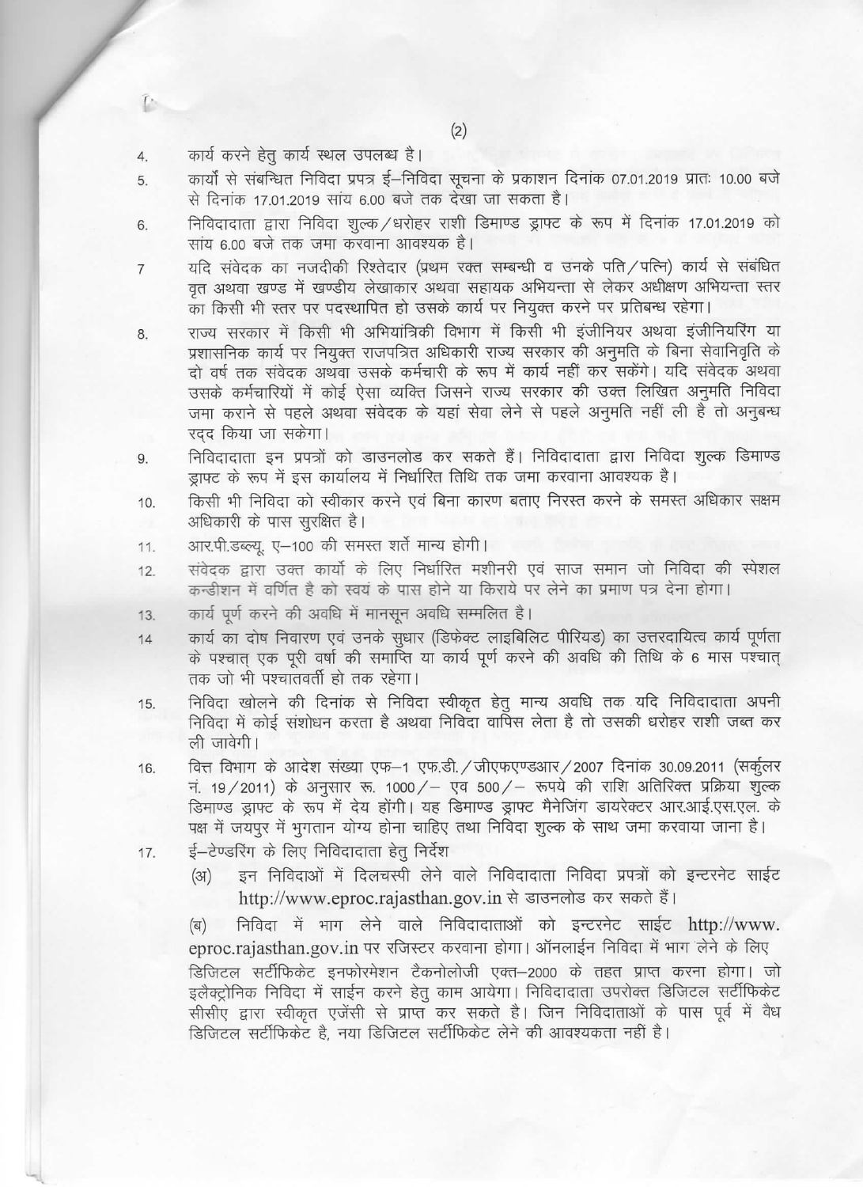4. कार्य करने हेतु कार्य स्थल उपलब्ध है।
5. कार्यों से संबन्धित निविदा प्रपत्र ई–निविदा सूचना के प्रकाशन दिनांक 07.01.2019 प्रातः 10.00 बजे से दिनांक 17.01.2019 सांय 6.00 बजे तक देखा जा सकता है।
6. निविदादाता द्वारा निविदा शुल्क/धरोहर राशी डिमाण्ड ड्राफ्ट के रूप में दिनांक 17.01.2019 को सांय 6.00 बजे तक जमा करवाना आवश्यक है।
7. यदि संवेदक का नजदीकी रिश्तेदार (प्रथम रक्त सम्बन्धी व उनके पति/पत्नि) कार्य से संबंधित वृत अथवा खण्ड में खण्डीय लेखाकार अथवा सहायक अभियन्ता से लेकर अधीक्षण अभियन्ता स्तर का किसी भी स्तर पर पदस्थापित हो उसके कार्य पर नियुक्त करने पर प्रतिबन्ध रहेगा।
8. राज्य सरकार में किसी भी अभियांत्रिकी विभाग में किसी भी इंजीनियर अथवा इंजीनियरिंग या प्रशासनिक कार्य पर नियुक्त राजपत्रित अधिकारी राज्य सरकार की अनुमति के बिना सेवानिवृति के दो वर्ष तक संवेदक अथवा उसके कर्मचारी के रूप में कार्य नहीं कर सकेंगे। यदि संवेदक अथवा उसके कर्मचारियों में कोई ऐसा व्यक्ति जिसने राज्य सरकार की उक्त लिखित अनुमति निविदा जमा कराने से पहले अथवा संवेदक के यहां सेवा लेने से पहले अनुमति नहीं ली है तो अनुबन्ध रद्द किया जा सकेगा।
9. निविदादाता इन प्रपत्रों को डाउनलोड कर सकते हैं। निविदादाता द्वारा निविदा शुल्क डिमाण्ड ड्राफ्ट के रूप में इस कार्यालय में निर्धारित तिथि तक जमा करवाना आवश्यक है।
10. किसी भी निविदा को स्वीकार करने एवं बिना कारण बताए निरस्त करने के समस्त अधिकार सक्षम अधिकारी के पास सुरक्षित है।
11. आर.पी.डब्ल्यू. ए–100 की समस्त शर्ते मान्य होगी।
12. संवेदक द्वारा उक्त कार्यो के लिए निर्धारित मशीनरी एवं साज समान जो निविदा की स्पेशल कन्डीशन में वर्णित है को स्वयं के पास होने या किराये पर लेने का प्रमाण पत्र देना होगा।
13. कार्य पूर्ण करने की अवधि में मानसून अवधि सम्मिलित है।
14. कार्य का दोष निवारण एवं उनके सुधार (डिफेक्ट लाइबिलिट पीरियड) का उत्तरदायित्व कार्य पूर्णता के पश्चात् एक पूरी वर्षा की समाप्ति या कार्य पूर्ण करने की अवधि की तिथि के 6 मास पश्चात् तक जो भी पश्चातवर्ती हो तक रहेगा।
15. निविदा खोलने की दिनांक से निविदा स्वीकृत हेतु मान्य अवधि तक यदि निविदादाता अपनी निविदा में कोई संशोधन करता है अथवा निविदा वापिस लेता है तो उसकी धरोहर राशी जब्त कर ली जावेगी।
16. वित्त विभाग के आदेश संख्या एफ–1 एफ.डी./जीएफएण्डआर/2007 दिनांक 30.09.2011 (सर्कुलर नं. 19/2011) के अनुसार रू. 1000/– एव 500/– रूपये की राशि अतिरिक्त प्रक्रिया शुल्क डिमाण्ड ड्राफ्ट के रूप में देय होंगी। यह डिमाण्ड ड्राफ्ट मैनेजिंग डायरेक्टर आर.आई.एस.एल. के पक्ष में जयपुर में भुगतान योग्य होना चाहिए तथा निविदा शुल्क के साथ जमा करवाया जाना है।
17. ई–टेण्डरिंग के लिए निविदादाता हेतु निर्देश

    (अ) इन निविदाओं में दिलचस्पी लेने वाले निविदादाता निविदा प्रपत्रों को इन्टरनेट साईट http://www.eproc.rajasthan.gov.in से डाउनलोड कर सकते हैं।

    (ब) निविदा में भाग लेने वाले निविदादाताओं को इन्टरनेट साईट http://www.eproc.rajasthan.gov.in पर रजिस्टर करवाना होगा। ऑनलाईन निविदा में भाग लेने के लिए डिजिटल सर्टीफिकेट इनफोरमेशन टैकनोलोजी एक्त–2000 के तहत प्राप्त करना होगा। जो इलैक्ट्रोनिक निविदा में साईन करने हेतु काम आयेगा। निविदादाता उपरोक्त डिजिटल सर्टीफिकेट सीसीए द्वारा स्वीकृत एजेंसी से प्राप्त कर सकते है। जिन निविदाताओं के पास पूर्व में वैध डिजिटल सर्टीफिकेट है, नया डिजिटल सर्टीफिकेट लेने की आवश्यकता नहीं है।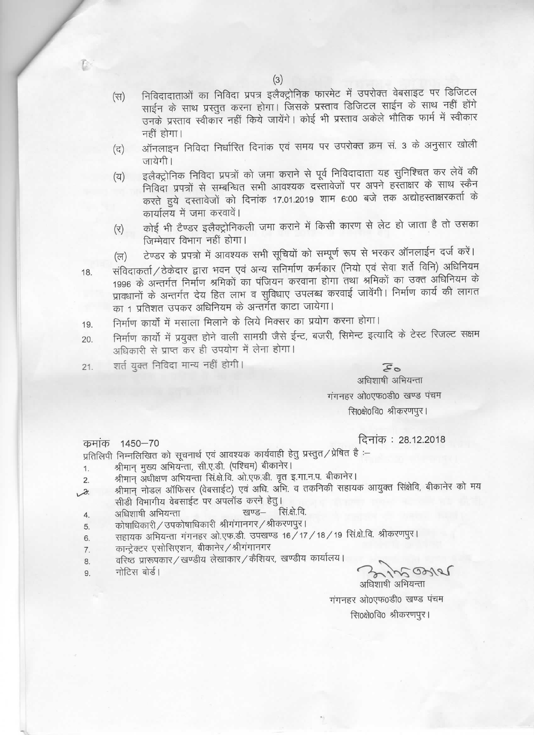(स) निविदादाताओं का निविदा प्रपत्र इलैक्ट्रोनिक फारमेट में उपरोक्त वेबसाइट पर डिजिटल साईन के साथ प्रस्तुत करना होगा। जिसके प्रस्ताव डिजिटल साईन के साथ नहीं होंगे उनके प्रस्ताव स्वीकार नहीं किये जायेंगे। कोई भी प्रस्ताव अकेले भौतिक फार्म में स्वीकार नहीं होगा।

(द) ऑनलाइन निविदा निर्धारित दिनांक एवं समय पर उपरोक्त क्रम सं. 3 के अनुसार खोली जायेगी।

(य) इलैक्ट्रोनिक निविदा प्रपत्रों को जमा कराने से पूर्व निविदादाता यह सुनिश्चित कर लेवें की निविदा प्रपत्रों से सम्बन्धित सभी आवश्यक दस्तावेजों पर अपने हस्ताक्षर के साथ स्कैन करते हुये दस्तावेजों को दिनांक 17.01.2019 शाम 6:00 बजे तक अद्योहस्ताक्षरकर्ता के कार्यालय में जमा करवावें।

(र) कोई भी टैण्डर इलैक्ट्रोनिकली जमा कराने में किसी कारण से लेट हो जाता है तो उसका जिम्मेवार विभाग नहीं होगा।

(ल) टेण्डर के प्रपत्रो में आवश्यक सभी सूचियों को सम्पूर्ण रूप से भरकर ऑनलाईन दर्ज करें।

18. संविदाकर्ता/ठेकेदार द्वारा भवन एवं अन्य सनिर्माण कर्मकार (नियो एवं सेवा शर्ते विनि) अधिनियम 1996 के अन्तर्गत निर्माण श्रमिकों का पंजियन करवाना होगा तथा श्रमिकों का उक्त अधिनियम के प्रावधानों के अन्तर्गत देय हित लाभ व सुविधाए उपलब्ध करवाई जावेंगी। निर्माण कार्य की लागत का 1 प्रतिशत उपकर अधिनियम के अन्तर्गत काटा जायेगा।

19. निर्माण कार्यो में मसाला मिलाने के लिये मिक्सर का प्रयोग करना होगा।

20. निर्माण कार्यो में प्रयुक्त होने वाली सामग्री जैसे ईन्ट, बजरी, सिमेन्ट इत्यादि के टेस्ट रिजल्ट सक्षम अधिकारी से प्राप्त कर ही उपयोग में लेना होगा।

21. शर्त युक्त निविदा मान्य नहीं होगी।

ह०

अधिशाषी अभियन्ता

गंगनहर ओ०एफ०डी० खण्ड पंचम

सि०क्षे०वि० श्रीकरणपुर।

क्रमांक 1450–70

दिनांक : 28.12.2018

प्रतिलिपी निम्नलिखित को सूचनार्थ एवं आवश्यक कार्यवाही हेतु प्रस्तुत/प्रेषित है :–

1. श्रीमान् मुख्य अभियन्ता, सी.ए.डी. (पश्चिम) बीकानेर।
2. श्रीमान् अधीक्षण अभियन्ता सिं.क्षे.वि. ओ.एफ.डी. वृत इ.गा.न.प. बीकानेर।
3. श्रीमान् नोडल ऑफिसर (वेबसाईट) एवं अधि. अभि. व तकनिकी सहायक आयुक्त सिंक्षेवि, बीकानेर को मय सीडी विभागीय वेबसाईट पर अपलॉड करने हेतु।
4. अधिशाषी अभियन्ता खण्ड– सिं.क्षे.वि.
5. कोषाधिकारी/उपकोषाधिकारी श्रीगंगानगर/श्रीकरणपुर।
6. सहायक अभियन्ता गंगनहर ओ.एफ.डी. उपखण्ड 16/17/18/19 सिं.क्षे.वि. श्रीकरणपुर।
7. कान्ट्रेक्टर एसोसिएशन, बीकानेर/श्रीगंगानगर
8. वरिष्ठ प्रारूपकार/खण्डीय लेखाकार/कैशियर, खण्डीय कार्यालय।
9. नोटिस बोर्ड।

अधिशाषी अभियन्ता

गंगनहर ओ०एफ०डी० खण्ड पंचम

सि०क्षे०वि० श्रीकरणपुर।